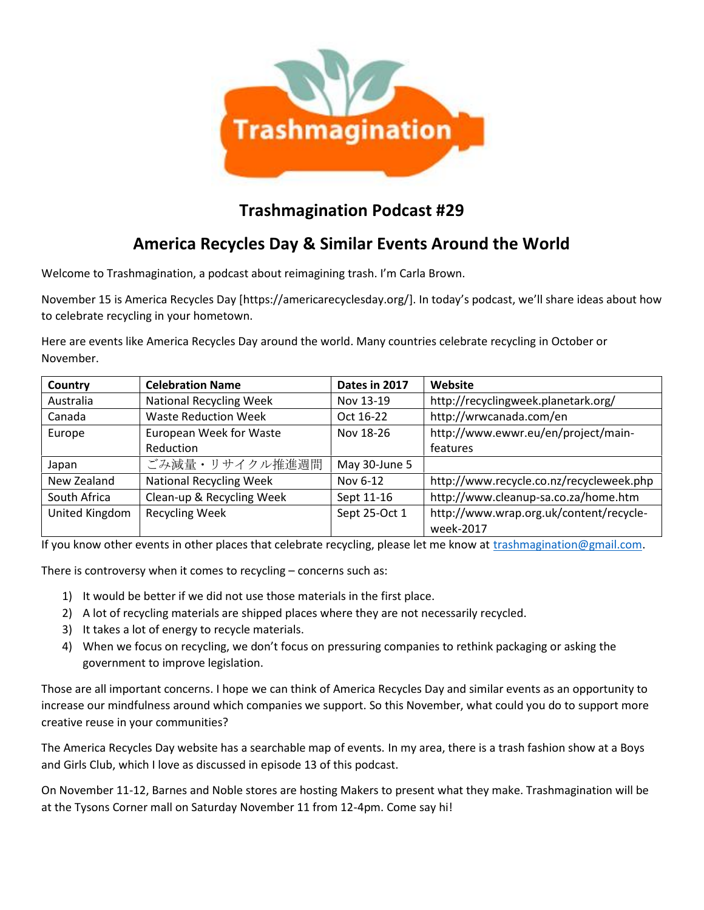# Trashmagination Podcast #29

## America Recycles Day & Similar Events Around the World

Welcome to Trashmagination, a podcast about reimagining trash. I'm Carla Brown.

November 15 is America Recycles Day [https://americarecyclesday.org/]. In today's podcast, we'll share ideas about how to celebrate recycling in your hometown.

Here are events like America Recycles Day around the world. Many countries celebrate recycling in October or November.

| Country | Celebration Name | Dates in 2017 | Website |
| --- | --- | --- | --- |
| Australia | National Recycling Week | Nov 13-19 | http://recyclingweek.planetark.org/ |
| Canada | Waste Reduction Week | Oct 16-22 | http://wrwcanada.com/en |
| Europe | European Week for Waste Reduction | Nov 18-26 | http://www.ewwr.eu/en/project/main-features |
| Japan | ごみ減量・リサイクル推進週間 | May 30-June 5 | |
| New Zealand | National Recycling Week | Nov 6-12 | http://www.recycle.co.nz/recycleweek.php |
| South Africa | Clean-up & Recycling Week | Sept 11-16 | http://www.cleanup-sa.co.za/home.htm |
| United Kingdom | Recycling Week | Sept 25-Oct 1 | http://www.wrap.org.uk/content/recycle-week-2017 |

If you know other events in other places that celebrate recycling, please let me know at trashmagination@gmail.com.

There is controversy when it comes to recycling – concerns such as:

1) It would be better if we did not use those materials in the first place.
2) A lot of recycling materials are shipped places where they are not necessarily recycled.
3) It takes a lot of energy to recycle materials.
4) When we focus on recycling, we don't focus on pressuring companies to rethink packaging or asking the government to improve legislation.

Those are all important concerns. I hope we can think of America Recycles Day and similar events as an opportunity to increase our mindfulness around which companies we support. So this November, what could you do to support more creative reuse in your communities?

The America Recycles Day website has a searchable map of events. In my area, there is a trash fashion show at a Boys and Girls Club, which I love as discussed in episode 13 of this podcast.

On November 11-12, Barnes and Noble stores are hosting Makers to present what they make. Trashmagination will be at the Tysons Corner mall on Saturday November 11 from 12-4pm. Come say hi!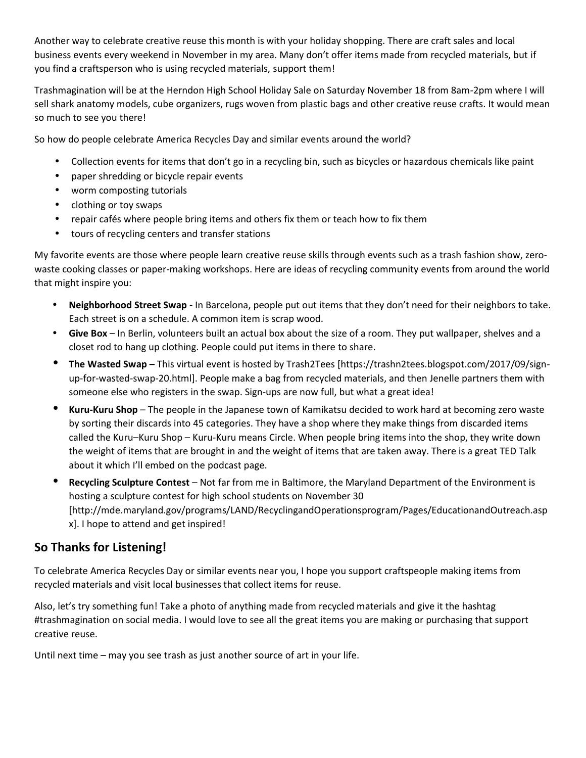Another way to celebrate creative reuse this month is with your holiday shopping. There are craft sales and local business events every weekend in November in my area. Many don't offer items made from recycled materials, but if you find a craftsperson who is using recycled materials, support them!

Trashmagination will be at the Herndon High School Holiday Sale on Saturday November 18 from 8am-2pm where I will sell shark anatomy models, cube organizers, rugs woven from plastic bags and other creative reuse crafts. It would mean so much to see you there!

So how do people celebrate America Recycles Day and similar events around the world?

- Collection events for items that don't go in a recycling bin, such as bicycles or hazardous chemicals like paint
- paper shredding or bicycle repair events
- worm composting tutorials
- clothing or toy swaps
- repair cafés where people bring items and others fix them or teach how to fix them
- tours of recycling centers and transfer stations

My favorite events are those where people learn creative reuse skills through events such as a trash fashion show, zero-waste cooking classes or paper-making workshops. Here are ideas of recycling community events from around the world that might inspire you:

- **Neighborhood Street Swap -** In Barcelona, people put out items that they don't need for their neighbors to take. Each street is on a schedule. A common item is scrap wood.
- **Give Box** – In Berlin, volunteers built an actual box about the size of a room. They put wallpaper, shelves and a closet rod to hang up clothing. People could put items in there to share.
- **The Wasted Swap –** This virtual event is hosted by Trash2Tees [https://trashn2tees.blogspot.com/2017/09/sign-up-for-wasted-swap-20.html]. People make a bag from recycled materials, and then Jenelle partners them with someone else who registers in the swap. Sign-ups are now full, but what a great idea!
- **Kuru-Kuru Shop** – The people in the Japanese town of Kamikatsu decided to work hard at becoming zero waste by sorting their discards into 45 categories. They have a shop where they make things from discarded items called the Kuru–Kuru Shop – Kuru-Kuru means Circle. When people bring items into the shop, they write down the weight of items that are brought in and the weight of items that are taken away. There is a great TED Talk about it which I'll embed on the podcast page.
- **Recycling Sculpture Contest** – Not far from me in Baltimore, the Maryland Department of the Environment is hosting a sculpture contest for high school students on November 30 [http://mde.maryland.gov/programs/LAND/RecyclingandOperationsprogram/Pages/EducationandOutreach.aspx]. I hope to attend and get inspired!

## So Thanks for Listening!

To celebrate America Recycles Day or similar events near you, I hope you support craftspeople making items from recycled materials and visit local businesses that collect items for reuse.

Also, let's try something fun! Take a photo of anything made from recycled materials and give it the hashtag #trashmagination on social media. I would love to see all the great items you are making or purchasing that support creative reuse.

Until next time – may you see trash as just another source of art in your life.